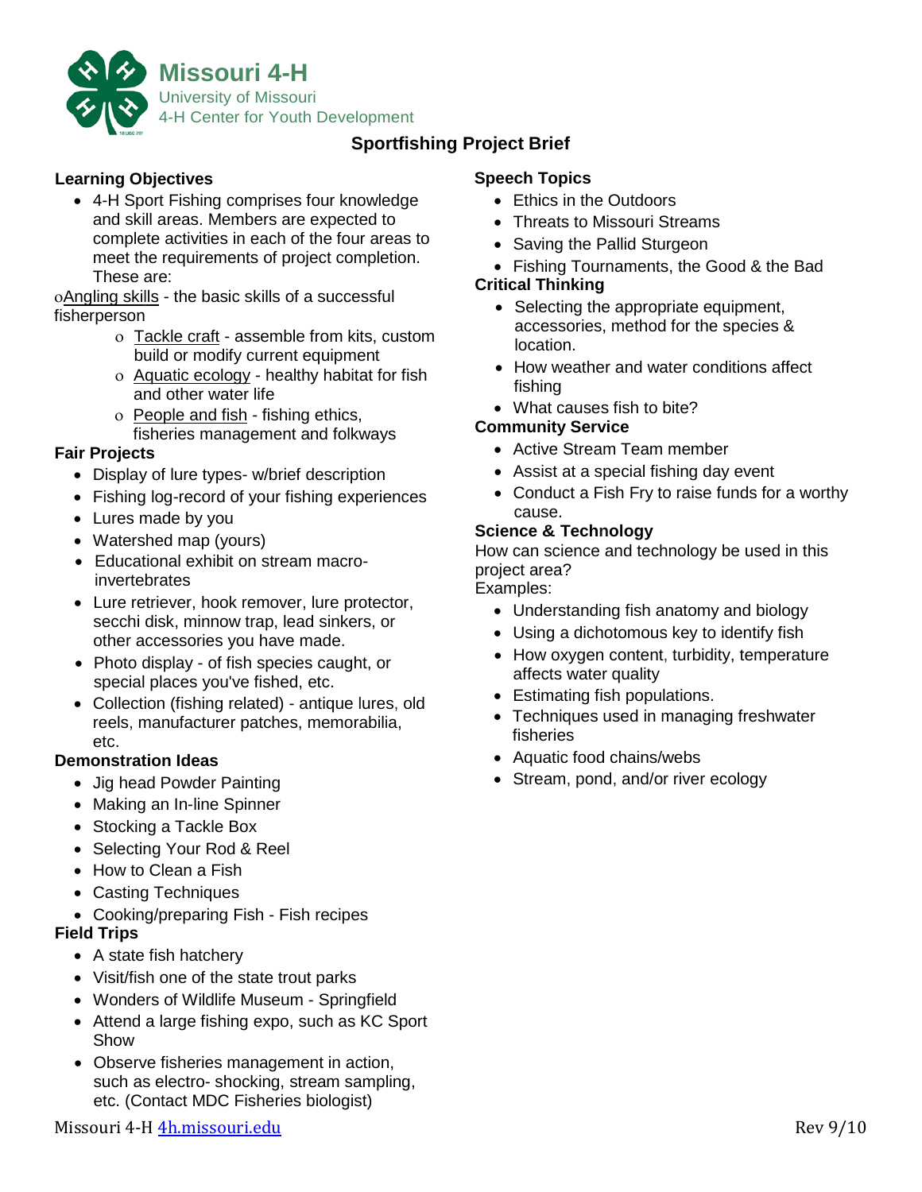# Missouri 4-H

University of Missouri
4-H Center for Youth Development

## Sportfishing Project Brief

### Learning Objectives

- 4-H Sport Fishing comprises four knowledge and skill areas. Members are expected to complete activities in each of the four areas to meet the requirements of project completion. These are:
  - Angling skills - the basic skills of a successful fisherperson
  - Tackle craft - assemble from kits, custom build or modify current equipment
  - Aquatic ecology - healthy habitat for fish and other water life
  - People and fish - fishing ethics, fisheries management and folkways

### Fair Projects

- Display of lure types- w/brief description
- Fishing log-record of your fishing experiences
- Lures made by you
- Watershed map (yours)
- Educational exhibit on stream macro-invertebrates
- Lure retriever, hook remover, lure protector, secchi disk, minnow trap, lead sinkers, or other accessories you have made.
- Photo display - of fish species caught, or special places you've fished, etc.
- Collection (fishing related) - antique lures, old reels, manufacturer patches, memorabilia, etc.

### Demonstration Ideas

- Jig head Powder Painting
- Making an In-line Spinner
- Stocking a Tackle Box
- Selecting Your Rod & Reel
- How to Clean a Fish
- Casting Techniques
- Cooking/preparing Fish - Fish recipes

### Field Trips

- A state fish hatchery
- Visit/fish one of the state trout parks
- Wonders of Wildlife Museum - Springfield
- Attend a large fishing expo, such as KC Sport Show
- Observe fisheries management in action, such as electro- shocking, stream sampling, etc. (Contact MDC Fisheries biologist)

### Speech Topics

- Ethics in the Outdoors
- Threats to Missouri Streams
- Saving the Pallid Sturgeon
- Fishing Tournaments, the Good & the Bad

### Critical Thinking

- Selecting the appropriate equipment, accessories, method for the species & location.
- How weather and water conditions affect fishing
- What causes fish to bite?

### Community Service

- Active Stream Team member
- Assist at a special fishing day event
- Conduct a Fish Fry to raise funds for a worthy cause.

### Science & Technology

How can science and technology be used in this project area?
Examples:

- Understanding fish anatomy and biology
- Using a dichotomous key to identify fish
- How oxygen content, turbidity, temperature affects water quality
- Estimating fish populations.
- Techniques used in managing freshwater fisheries
- Aquatic food chains/webs
- Stream, pond, and/or river ecology

Missouri 4-H 4h.missouri.edu Rev 9/10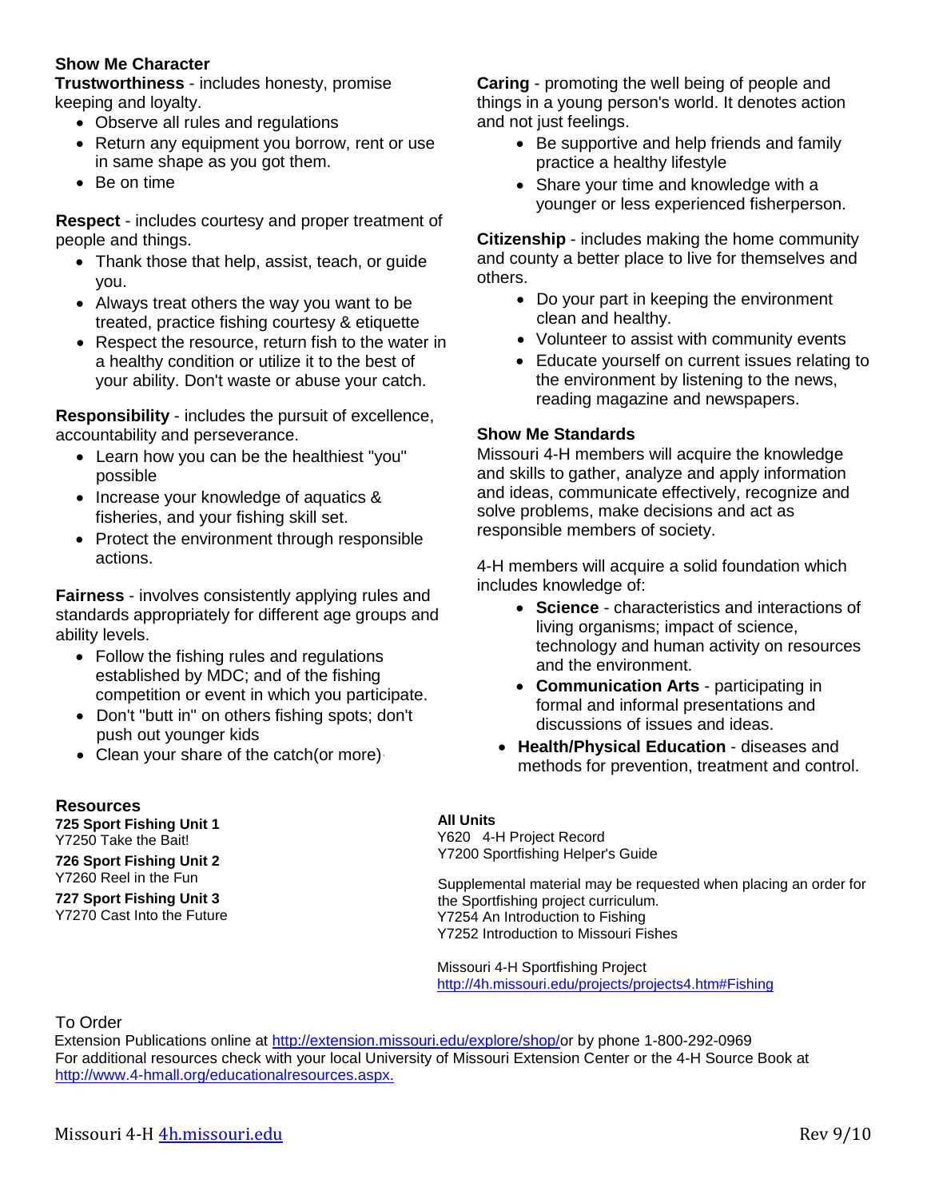## Show Me Character

**Trustworthiness** - includes honesty, promise keeping and loyalty.

- Observe all rules and regulations
- Return any equipment you borrow, rent or use in same shape as you got them.
- Be on time

**Respect** - includes courtesy and proper treatment of people and things.

- Thank those that help, assist, teach, or guide you.
- Always treat others the way you want to be treated, practice fishing courtesy & etiquette
- Respect the resource, return fish to the water in a healthy condition or utilize it to the best of your ability. Don't waste or abuse your catch.

**Responsibility** - includes the pursuit of excellence, accountability and perseverance.

- Learn how you can be the healthiest "you" possible
- Increase your knowledge of aquatics & fisheries, and your fishing skill set.
- Protect the environment through responsible actions.

**Fairness** - involves consistently applying rules and standards appropriately for different age groups and ability levels.

- Follow the fishing rules and regulations established by MDC; and of the fishing competition or event in which you participate.
- Don't "butt in" on others fishing spots; don't push out younger kids
- Clean your share of the catch(or more)

**Caring** - promoting the well being of people and things in a young person's world. It denotes action and not just feelings.

- Be supportive and help friends and family practice a healthy lifestyle
- Share your time and knowledge with a younger or less experienced fisherperson.

**Citizenship** - includes making the home community and county a better place to live for themselves and others.

- Do your part in keeping the environment clean and healthy.
- Volunteer to assist with community events
- Educate yourself on current issues relating to the environment by listening to the news, reading magazine and newspapers.

## Show Me Standards

Missouri 4-H members will acquire the knowledge and skills to gather, analyze and apply information and ideas, communicate effectively, recognize and solve problems, make decisions and act as responsible members of society.

4-H members will acquire a solid foundation which includes knowledge of:

- **Science** - characteristics and interactions of living organisms; impact of science, technology and human activity on resources and the environment.
- **Communication Arts** - participating in formal and informal presentations and discussions of issues and ideas.
- **Health/Physical Education** - diseases and methods for prevention, treatment and control.

## Resources

**725 Sport Fishing Unit 1**
Y7250 Take the Bait!

**726 Sport Fishing Unit 2**
Y7260 Reel in the Fun

**727 Sport Fishing Unit 3**
Y7270 Cast Into the Future

**All Units**
Y620 4-H Project Record
Y7200 Sportfishing Helper's Guide

Supplemental material may be requested when placing an order for the Sportfishing project curriculum.
Y7254 An Introduction to Fishing
Y7252 Introduction to Missouri Fishes

Missouri 4-H Sportfishing Project
http://4h.missouri.edu/projects/projects4.htm#Fishing

To Order
Extension Publications online at http://extension.missouri.edu/explore/shop/or by phone 1-800-292-0969
For additional resources check with your local University of Missouri Extension Center or the 4-H Source Book at http://www.4-hmall.org/educationalresources.aspx.

Missouri 4-H 4h.missouri.edu Rev 9/10